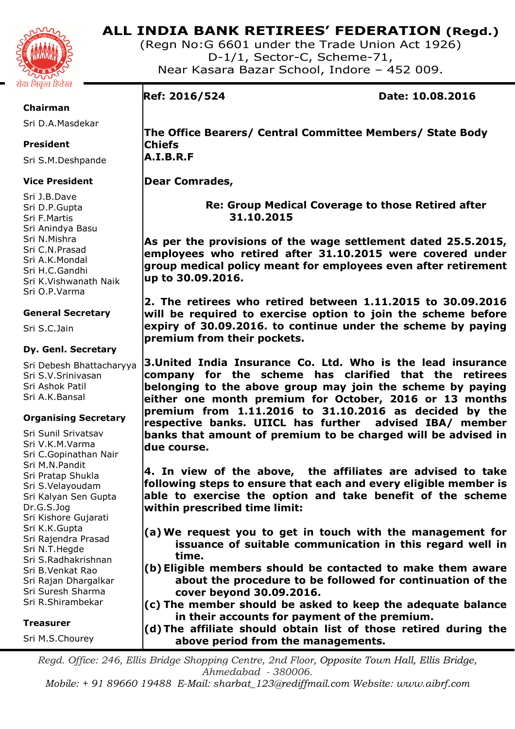# ALL INDIA BANK RETIREES' FEDERATION (Regd.)

(Regn No:G 6601 under the Trade Union Act 1926)
D-1/1, Sector-C, Scheme-71,
Near Kasara Bazar School, Indore – 452 009.

सेवा निवृत्त हितेरत

**Chairman**
Sri D.A.Masdekar

**President**
Sri S.M.Deshpande

**Vice President**
Sri J.B.Dave
Sri D.P.Gupta
Sri F.Martis
Sri Anindya Basu
Sri N.Mishra
Sri C.N.Prasad
Sri A.K.Mondal
Sri H.C.Gandhi
Sri K.Vishwanath Naik
Sri O.P.Varma

**General Secretary**
Sri S.C.Jain

**Dy. Genl. Secretary**
Sri Debesh Bhattacharyya
Sri S.V.Srinivasan
Sri Ashok Patil
Sri A.K.Bansal

**Organising Secretary**
Sri Sunil Srivatsav
Sri V.K.M.Varma
Sri C.Gopinathan Nair
Sri M.N.Pandit
Sri Pratap Shukla
Sri S.Velayoudam
Sri Kalyan Sen Gupta
Dr.G.S.Jog
Sri Kishore Gujarati
Sri K.K.Gupta
Sri Rajendra Prasad
Sri N.T.Hegde
Sri S.Radhakrishnan
Sri B.Venkat Rao
Sri Rajan Dhargalkar
Sri Suresh Sharma
Sri R.Shirambekar

**Treasurer**
Sri M.S.Chourey

---

**Ref: 2016/524** **Date: 10.08.2016**

**The Office Bearers/ Central Committee Members/ State Body Chiefs**
**A.I.B.R.F**

**Dear Comrades,**

**Re: Group Medical Coverage to those Retired after 31.10.2015**

**As per the provisions of the wage settlement dated 25.5.2015, employees who retired after 31.10.2015 were covered under group medical policy meant for employees even after retirement up to 30.09.2016.**

**2. The retirees who retired between 1.11.2015 to 30.09.2016 will be required to exercise option to join the scheme before expiry of 30.09.2016. to continue under the scheme by paying premium from their pockets.**

**3.United India Insurance Co. Ltd. Who is the lead insurance company for the scheme has clarified that the retirees belonging to the above group may join the scheme by paying either one month premium for October, 2016 or 13 months premium from 1.11.2016 to 31.10.2016 as decided by the respective banks. UIICL has further advised IBA/ member banks that amount of premium to be charged will be advised in due course.**

**4. In view of the above, the affiliates are advised to take following steps to ensure that each and every eligible member is able to exercise the option and take benefit of the scheme within prescribed time limit:**

**(a) We request you to get in touch with the management for issuance of suitable communication in this regard well in time.**
**(b) Eligible members should be contacted to make them aware about the procedure to be followed for continuation of the cover beyond 30.09.2016.**
**(c) The member should be asked to keep the adequate balance in their accounts for payment of the premium.**
**(d) The affiliate should obtain list of those retired during the above period from the managements.**

*Regd. Office: 246, Ellis Bridge Shopping Centre, 2nd Floor, Opposite Town Hall, Ellis Bridge, Ahmedabad - 380006.*
*Mobile: + 91 89660 19488 E-Mail: sharbat_123@rediffmail.com Website: www.aibrf.com*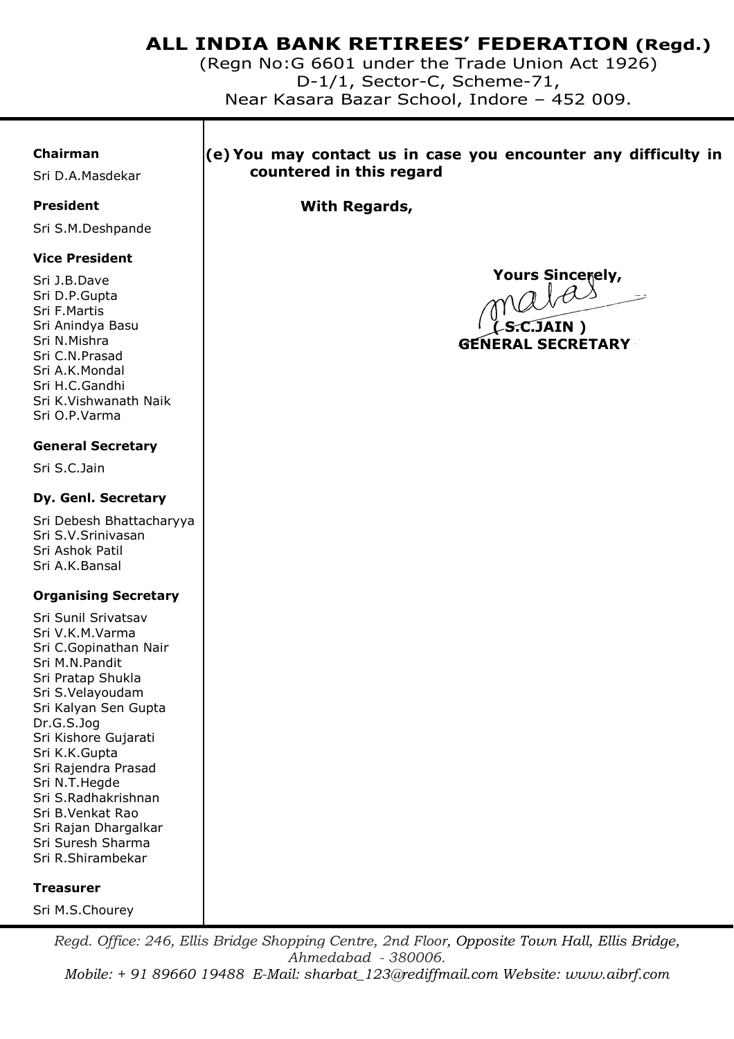# ALL INDIA BANK RETIREES' FEDERATION (Regd.)

(Regn No:G 6601 under the Trade Union Act 1926)
D-1/1, Sector-C, Scheme-71,
Near Kasara Bazar School, Indore – 452 009.

**Chairman**

Sri D.A.Masdekar

**President**

Sri S.M.Deshpande

**Vice President**

Sri J.B.Dave
Sri D.P.Gupta
Sri F.Martis
Sri Anindya Basu
Sri N.Mishra
Sri C.N.Prasad
Sri A.K.Mondal
Sri H.C.Gandhi
Sri K.Vishwanath Naik
Sri O.P.Varma

**General Secretary**

Sri S.C.Jain

**Dy. Genl. Secretary**

Sri Debesh Bhattacharyya
Sri S.V.Srinivasan
Sri Ashok Patil
Sri A.K.Bansal

**Organising Secretary**

Sri Sunil Srivatsav
Sri V.K.M.Varma
Sri C.Gopinathan Nair
Sri M.N.Pandit
Sri Pratap Shukla
Sri S.Velayoudam
Sri Kalyan Sen Gupta
Dr.G.S.Jog
Sri Kishore Gujarati
Sri K.K.Gupta
Sri Rajendra Prasad
Sri N.T.Hegde
Sri S.Radhakrishnan
Sri B.Venkat Rao
Sri Rajan Dhargalkar
Sri Suresh Sharma
Sri R.Shirambekar

**Treasurer**

Sri M.S.Chourey

**(e) You may contact us in case you encounter any difficulty in countered in this regard**

**With Regards,**

**Yours Sincerely,**

**( S.C.JAIN )**
**GENERAL SECRETARY**

*Regd. Office: 246, Ellis Bridge Shopping Centre, 2nd Floor, Opposite Town Hall, Ellis Bridge, Ahmedabad - 380006.*
*Mobile: + 91 89660 19488 E-Mail: sharbat_123@rediffmail.com Website: www.aibrf.com*